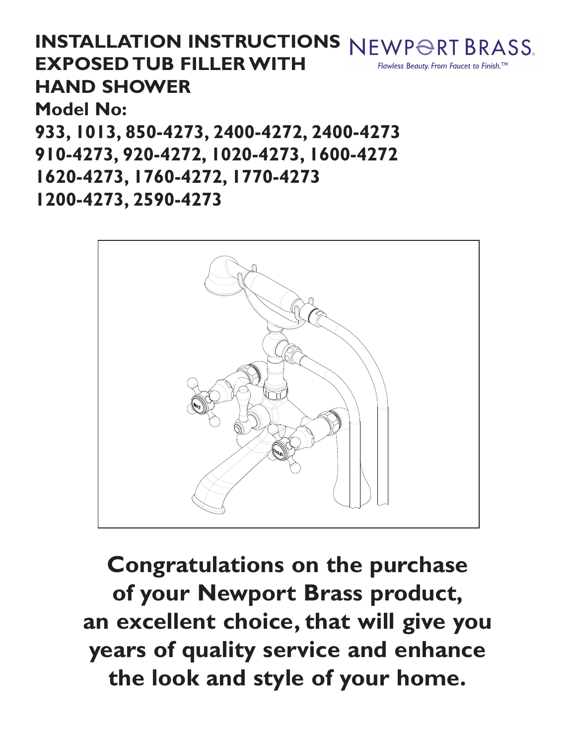# INSTALLATION INSTRUCTIONS EXPOSED TUB FILLER WITH HAND SHOWER

NEWPORT BRASS

*Flawless Beauty. From Faucet to Finish.™*

**Model No:**

**933, 1013, 850-4273, 2400-4272, 2400-4273**
**910-4273, 920-4272, 1020-4273, 1600-4272**
**1620-4273, 1760-4272, 1770-4273**
**1200-4273, 2590-4273**

**Congratulations on the purchase of your Newport Brass product, an excellent choice, that will give you years of quality service and enhance the look and style of your home.**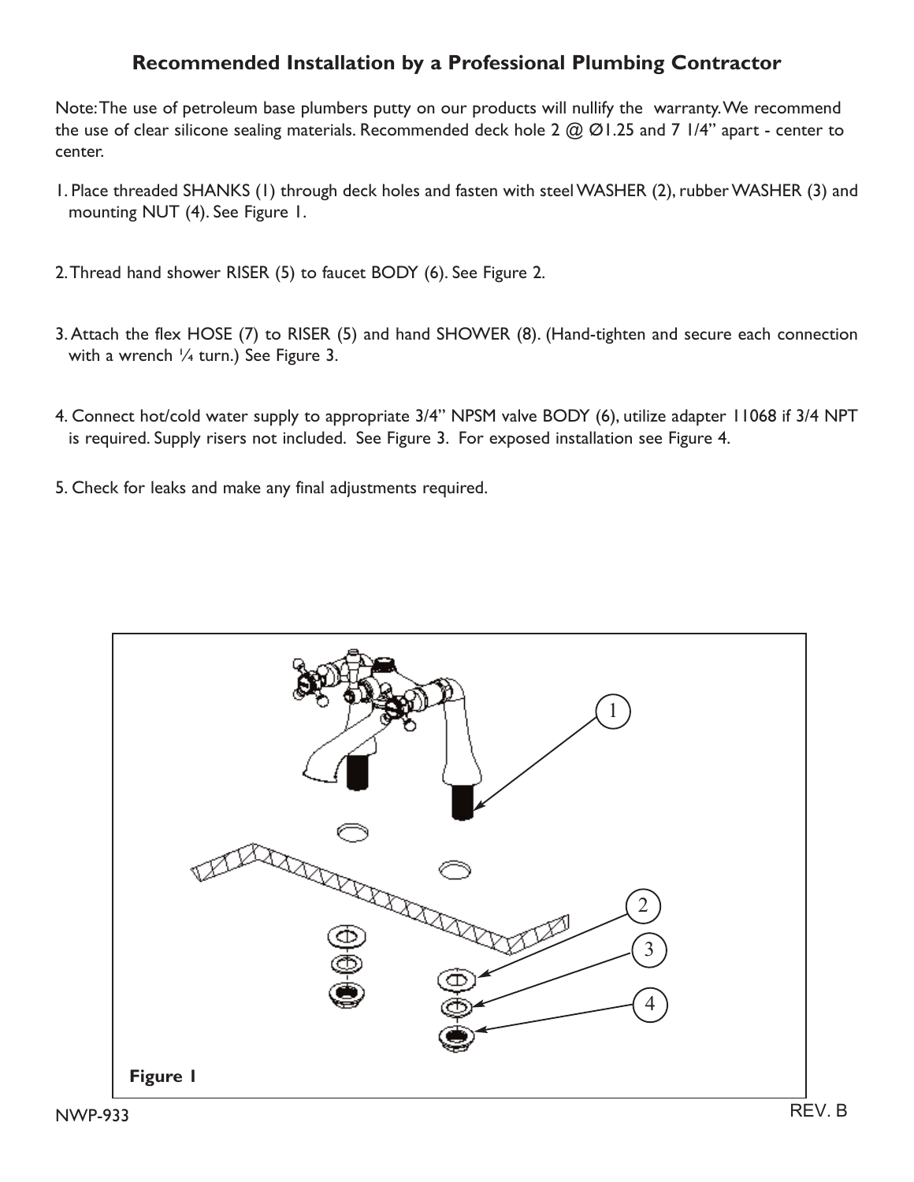## Recommended Installation by a Professional Plumbing Contractor

Note: The use of petroleum base plumbers putty on our products will nullify the warranty. We recommend the use of clear silicone sealing materials. Recommended deck hole 2 @ Ø1.25 and 7 1/4" apart - center to center.

1. Place threaded SHANKS (1) through deck holes and fasten with steel WASHER (2), rubber WASHER (3) and mounting NUT (4). See Figure 1.

2. Thread hand shower RISER (5) to faucet BODY (6). See Figure 2.

3. Attach the flex HOSE (7) to RISER (5) and hand SHOWER (8). (Hand-tighten and secure each connection with a wrench ¼ turn.) See Figure 3.

4. Connect hot/cold water supply to appropriate 3/4" NPSM valve BODY (6), utilize adapter 11068 if 3/4 NPT is required. Supply risers not included. See Figure 3. For exposed installation see Figure 4.

5. Check for leaks and make any final adjustments required.

1

2

3

4

**Figure 1**

NWP-933

REV. B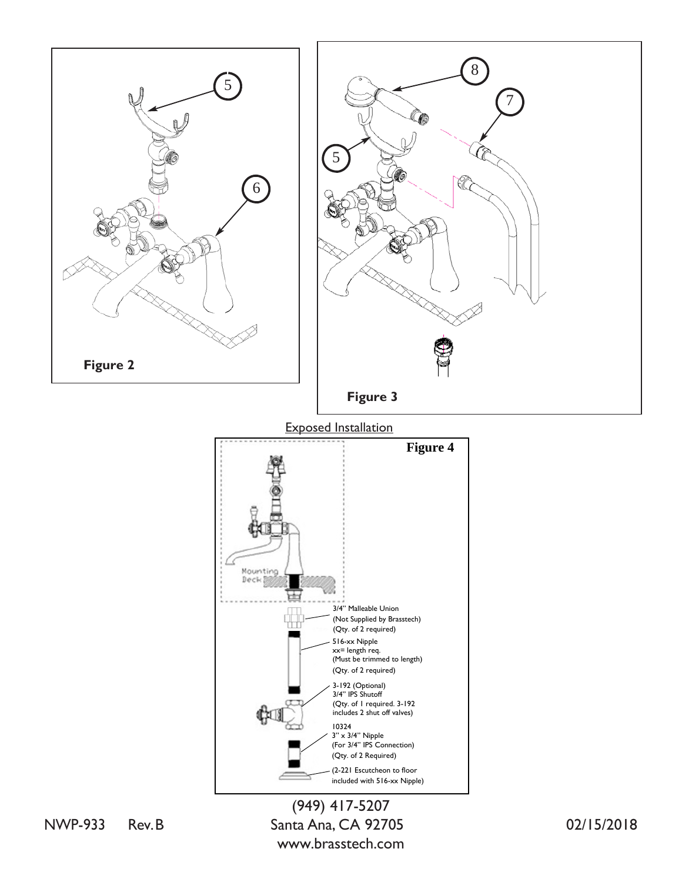5

6

Figure 2

8

7

5

Figure 3

Exposed Installation

Figure 4

Mounting Deck

3/4" Malleable Union
(Not Supplied by Brasstech)
(Qty. of 2 required)

516-xx Nipple
xx= length req.
(Must be trimmed to length)
(Qty. of 2 required)

3-192 (Optional)
3/4" IPS Shutoff
(Qty. of 1 required. 3-192 includes 2 shut off valves)

10324
3" x 3/4" Nipple
(For 3/4" IPS Connection)
(Qty. of 2 Required)

(2-221 Escutcheon to floor included with 516-xx Nipple)

NWP-933 Rev. B

(949) 417-5207
Santa Ana, CA 92705
www.brasstech.com

02/15/2018